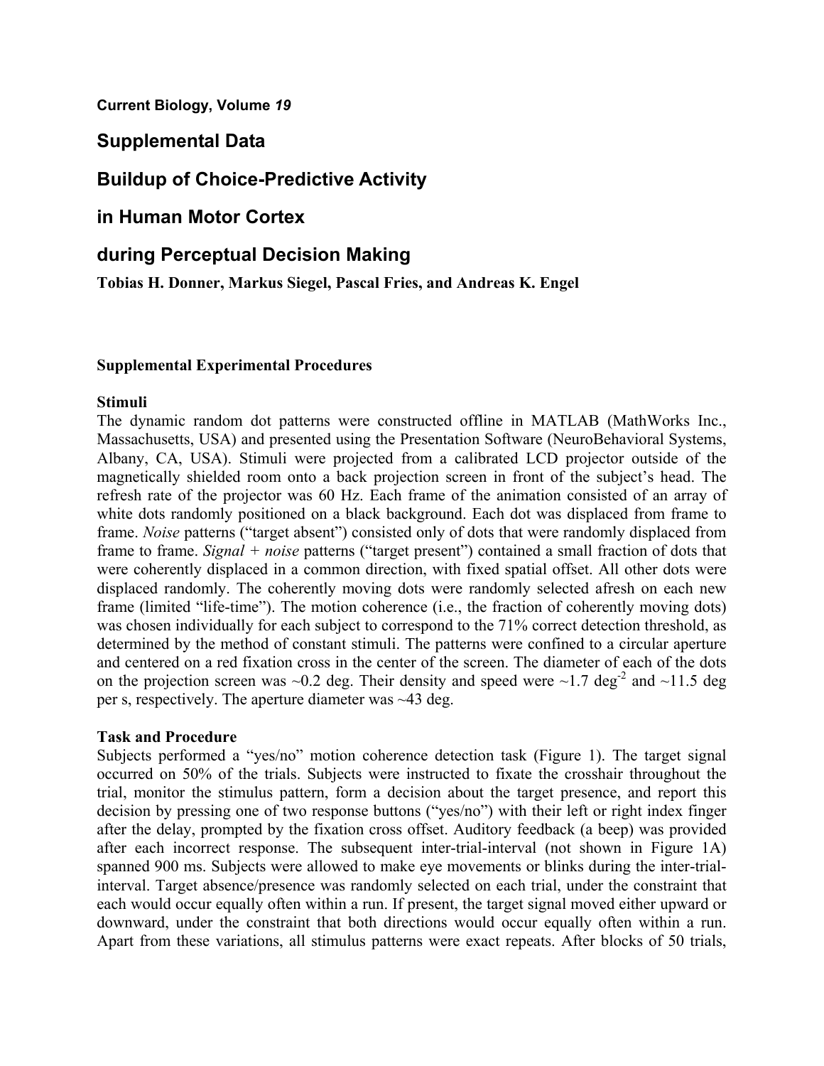**Current Biology, Volume *19***

# Supplemental Data

# Buildup of Choice-Predictive Activity in Human Motor Cortex during Perceptual Decision Making

**Tobias H. Donner, Markus Siegel, Pascal Fries, and Andreas K. Engel**

## Supplemental Experimental Procedures

### Stimuli

The dynamic random dot patterns were constructed offline in MATLAB (MathWorks Inc., Massachusetts, USA) and presented using the Presentation Software (NeuroBehavioral Systems, Albany, CA, USA). Stimuli were projected from a calibrated LCD projector outside of the magnetically shielded room onto a back projection screen in front of the subject's head. The refresh rate of the projector was 60 Hz. Each frame of the animation consisted of an array of white dots randomly positioned on a black background. Each dot was displaced from frame to frame. *Noise* patterns ("target absent") consisted only of dots that were randomly displaced from frame to frame. *Signal + noise* patterns ("target present") contained a small fraction of dots that were coherently displaced in a common direction, with fixed spatial offset. All other dots were displaced randomly. The coherently moving dots were randomly selected afresh on each new frame (limited "life-time"). The motion coherence (i.e., the fraction of coherently moving dots) was chosen individually for each subject to correspond to the 71% correct detection threshold, as determined by the method of constant stimuli. The patterns were confined to a circular aperture and centered on a red fixation cross in the center of the screen. The diameter of each of the dots on the projection screen was ~0.2 deg. Their density and speed were ~1.7 deg$^{-2}$ and ~11.5 deg per s, respectively. The aperture diameter was ~43 deg.

### Task and Procedure

Subjects performed a "yes/no" motion coherence detection task (Figure 1). The target signal occurred on 50% of the trials. Subjects were instructed to fixate the crosshair throughout the trial, monitor the stimulus pattern, form a decision about the target presence, and report this decision by pressing one of two response buttons ("yes/no") with their left or right index finger after the delay, prompted by the fixation cross offset. Auditory feedback (a beep) was provided after each incorrect response. The subsequent inter-trial-interval (not shown in Figure 1A) spanned 900 ms. Subjects were allowed to make eye movements or blinks during the inter-trial-interval. Target absence/presence was randomly selected on each trial, under the constraint that each would occur equally often within a run. If present, the target signal moved either upward or downward, under the constraint that both directions would occur equally often within a run. Apart from these variations, all stimulus patterns were exact repeats. After blocks of 50 trials,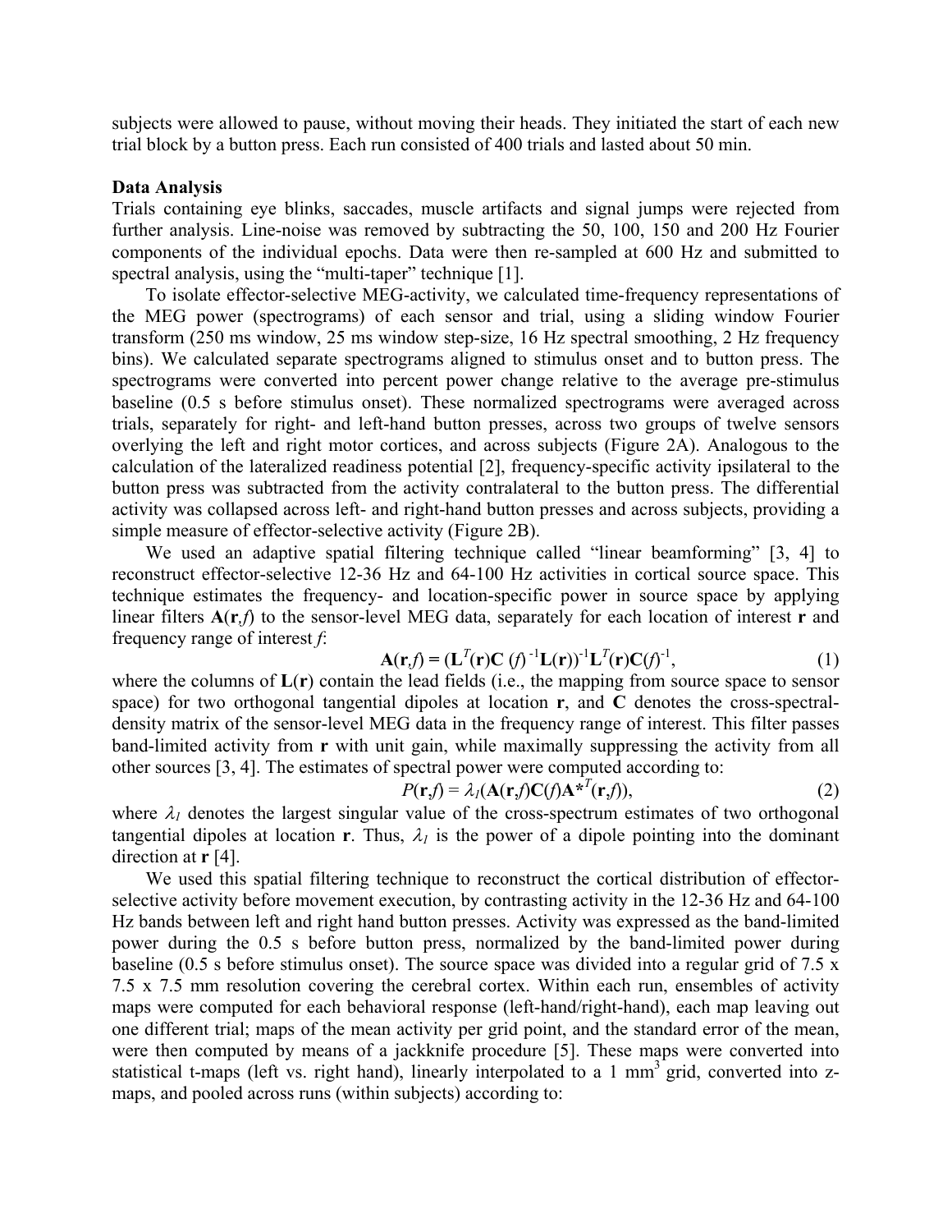subjects were allowed to pause, without moving their heads. They initiated the start of each new trial block by a button press. Each run consisted of 400 trials and lasted about 50 min.

**Data Analysis**

Trials containing eye blinks, saccades, muscle artifacts and signal jumps were rejected from further analysis. Line-noise was removed by subtracting the 50, 100, 150 and 200 Hz Fourier components of the individual epochs. Data were then re-sampled at 600 Hz and submitted to spectral analysis, using the "multi-taper" technique [1].

To isolate effector-selective MEG-activity, we calculated time-frequency representations of the MEG power (spectrograms) of each sensor and trial, using a sliding window Fourier transform (250 ms window, 25 ms window step-size, 16 Hz spectral smoothing, 2 Hz frequency bins). We calculated separate spectrograms aligned to stimulus onset and to button press. The spectrograms were converted into percent power change relative to the average pre-stimulus baseline (0.5 s before stimulus onset). These normalized spectrograms were averaged across trials, separately for right- and left-hand button presses, across two groups of twelve sensors overlying the left and right motor cortices, and across subjects (Figure 2A). Analogous to the calculation of the lateralized readiness potential [2], frequency-specific activity ipsilateral to the button press was subtracted from the activity contralateral to the button press. The differential activity was collapsed across left- and right-hand button presses and across subjects, providing a simple measure of effector-selective activity (Figure 2B).

We used an adaptive spatial filtering technique called "linear beamforming" [3, 4] to reconstruct effector-selective 12-36 Hz and 64-100 Hz activities in cortical source space. This technique estimates the frequency- and location-specific power in source space by applying linear filters $\mathbf{A}(\mathbf{r},f)$ to the sensor-level MEG data, separately for each location of interest $\mathbf{r}$ and frequency range of interest $f$:

$$\mathbf{A}(\mathbf{r},f) = (\mathbf{L}^T(\mathbf{r})\mathbf{C}(f)^{-1}\mathbf{L}(\mathbf{r}))^{-1}\mathbf{L}^T(\mathbf{r})\mathbf{C}(f)^{-1}, \quad (1)$$

where the columns of $\mathbf{L}(\mathbf{r})$ contain the lead fields (i.e., the mapping from source space to sensor space) for two orthogonal tangential dipoles at location $\mathbf{r}$, and $\mathbf{C}$ denotes the cross-spectral-density matrix of the sensor-level MEG data in the frequency range of interest. This filter passes band-limited activity from $\mathbf{r}$ with unit gain, while maximally suppressing the activity from all other sources [3, 4]. The estimates of spectral power were computed according to:

$$P(\mathbf{r},f) = \lambda_1(\mathbf{A}(\mathbf{r},f)\mathbf{C}(f)\mathbf{A}^{*T}(\mathbf{r},f)), \quad (2)$$

where $\lambda_1$ denotes the largest singular value of the cross-spectrum estimates of two orthogonal tangential dipoles at location $\mathbf{r}$. Thus, $\lambda_1$ is the power of a dipole pointing into the dominant direction at $\mathbf{r}$ [4].

We used this spatial filtering technique to reconstruct the cortical distribution of effector-selective activity before movement execution, by contrasting activity in the 12-36 Hz and 64-100 Hz bands between left and right hand button presses. Activity was expressed as the band-limited power during the 0.5 s before button press, normalized by the band-limited power during baseline (0.5 s before stimulus onset). The source space was divided into a regular grid of 7.5 x 7.5 x 7.5 mm resolution covering the cerebral cortex. Within each run, ensembles of activity maps were computed for each behavioral response (left-hand/right-hand), each map leaving out one different trial; maps of the mean activity per grid point, and the standard error of the mean, were then computed by means of a jackknife procedure [5]. These maps were converted into statistical t-maps (left vs. right hand), linearly interpolated to a 1 mm$^3$ grid, converted into z-maps, and pooled across runs (within subjects) according to: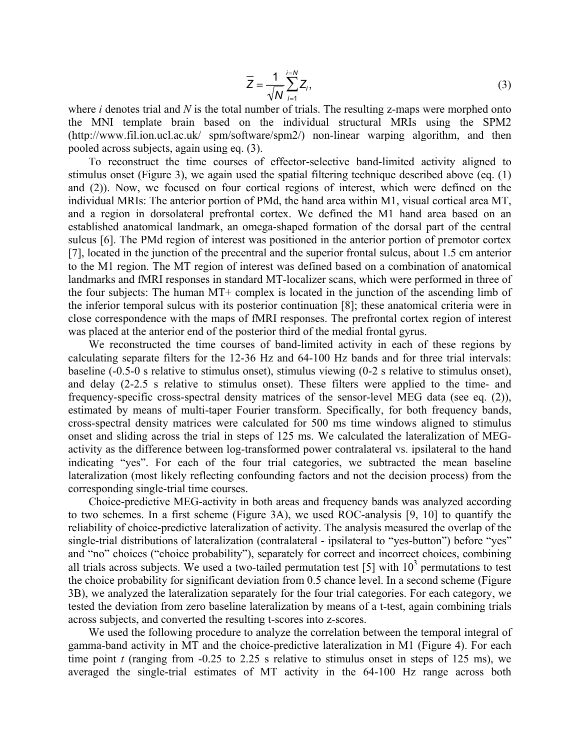$$\overline{Z} = \frac{1}{\sqrt{N}} \sum_{i=1}^{i=N} Z_i, \tag{3}$$

where *i* denotes trial and *N* is the total number of trials. The resulting z-maps were morphed onto the MNI template brain based on the individual structural MRIs using the SPM2 (http://www.fil.ion.ucl.ac.uk/ spm/software/spm2/) non-linear warping algorithm, and then pooled across subjects, again using eq. (3).

To reconstruct the time courses of effector-selective band-limited activity aligned to stimulus onset (Figure 3), we again used the spatial filtering technique described above (eq. (1) and (2)). Now, we focused on four cortical regions of interest, which were defined on the individual MRIs: The anterior portion of PMd, the hand area within M1, visual cortical area MT, and a region in dorsolateral prefrontal cortex. We defined the M1 hand area based on an established anatomical landmark, an omega-shaped formation of the dorsal part of the central sulcus [6]. The PMd region of interest was positioned in the anterior portion of premotor cortex [7], located in the junction of the precentral and the superior frontal sulcus, about 1.5 cm anterior to the M1 region. The MT region of interest was defined based on a combination of anatomical landmarks and fMRI responses in standard MT-localizer scans, which were performed in three of the four subjects: The human MT+ complex is located in the junction of the ascending limb of the inferior temporal sulcus with its posterior continuation [8]; these anatomical criteria were in close correspondence with the maps of fMRI responses. The prefrontal cortex region of interest was placed at the anterior end of the posterior third of the medial frontal gyrus.

We reconstructed the time courses of band-limited activity in each of these regions by calculating separate filters for the 12-36 Hz and 64-100 Hz bands and for three trial intervals: baseline (-0.5-0 s relative to stimulus onset), stimulus viewing (0-2 s relative to stimulus onset), and delay (2-2.5 s relative to stimulus onset). These filters were applied to the time- and frequency-specific cross-spectral density matrices of the sensor-level MEG data (see eq. (2)), estimated by means of multi-taper Fourier transform. Specifically, for both frequency bands, cross-spectral density matrices were calculated for 500 ms time windows aligned to stimulus onset and sliding across the trial in steps of 125 ms. We calculated the lateralization of MEG-activity as the difference between log-transformed power contralateral vs. ipsilateral to the hand indicating "yes". For each of the four trial categories, we subtracted the mean baseline lateralization (most likely reflecting confounding factors and not the decision process) from the corresponding single-trial time courses.

Choice-predictive MEG-activity in both areas and frequency bands was analyzed according to two schemes. In a first scheme (Figure 3A), we used ROC-analysis [9, 10] to quantify the reliability of choice-predictive lateralization of activity. The analysis measured the overlap of the single-trial distributions of lateralization (contralateral - ipsilateral to "yes-button") before "yes" and "no" choices ("choice probability"), separately for correct and incorrect choices, combining all trials across subjects. We used a two-tailed permutation test [5] with $10^3$ permutations to test the choice probability for significant deviation from 0.5 chance level. In a second scheme (Figure 3B), we analyzed the lateralization separately for the four trial categories. For each category, we tested the deviation from zero baseline lateralization by means of a t-test, again combining trials across subjects, and converted the resulting t-scores into z-scores.

We used the following procedure to analyze the correlation between the temporal integral of gamma-band activity in MT and the choice-predictive lateralization in M1 (Figure 4). For each time point *t* (ranging from -0.25 to 2.25 s relative to stimulus onset in steps of 125 ms), we averaged the single-trial estimates of MT activity in the 64-100 Hz range across both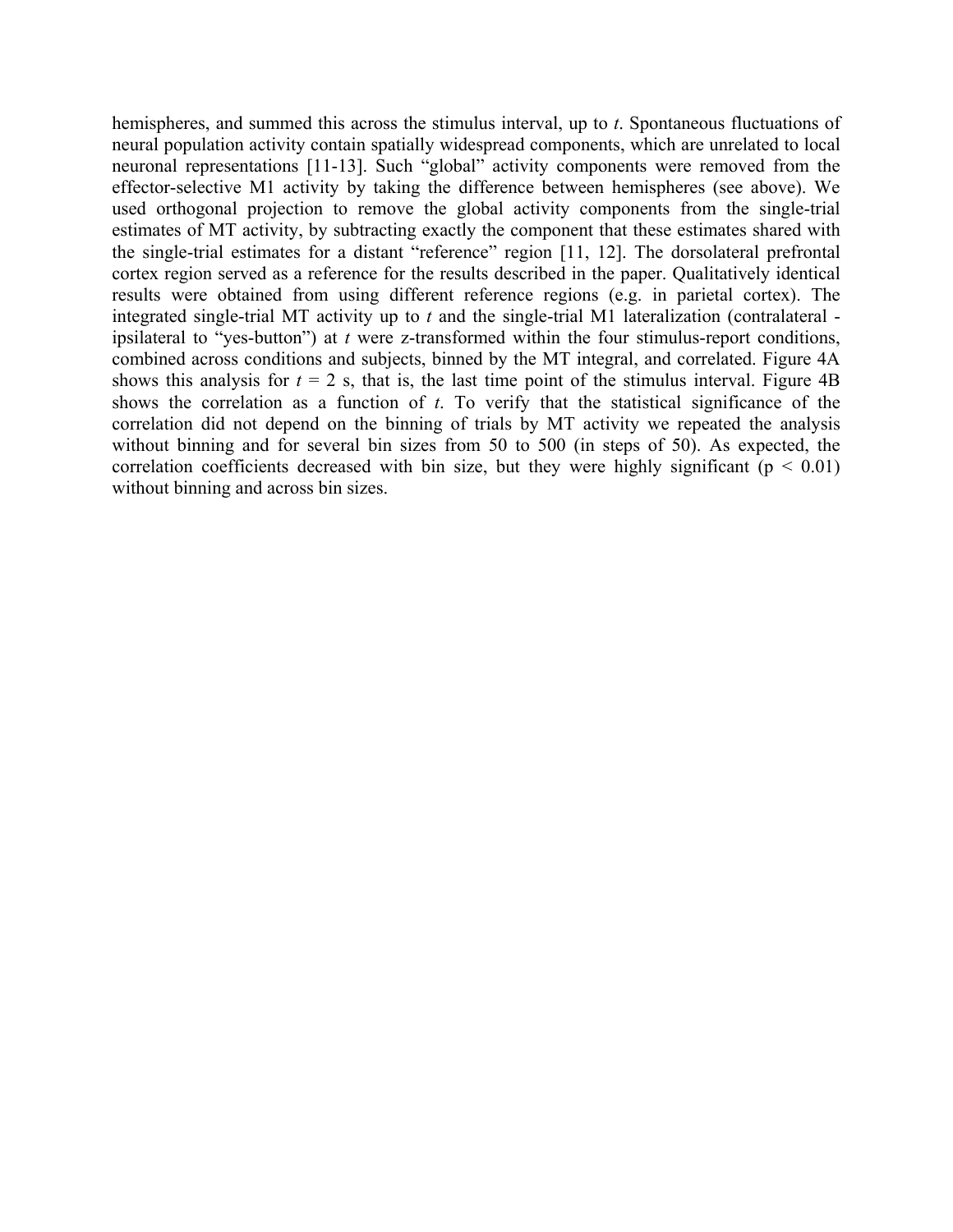hemispheres, and summed this across the stimulus interval, up to $t$. Spontaneous fluctuations of neural population activity contain spatially widespread components, which are unrelated to local neuronal representations [11-13]. Such "global" activity components were removed from the effector-selective M1 activity by taking the difference between hemispheres (see above). We used orthogonal projection to remove the global activity components from the single-trial estimates of MT activity, by subtracting exactly the component that these estimates shared with the single-trial estimates for a distant "reference" region [11, 12]. The dorsolateral prefrontal cortex region served as a reference for the results described in the paper. Qualitatively identical results were obtained from using different reference regions (e.g. in parietal cortex). The integrated single-trial MT activity up to $t$ and the single-trial M1 lateralization (contralateral - ipsilateral to "yes-button") at $t$ were z-transformed within the four stimulus-report conditions, combined across conditions and subjects, binned by the MT integral, and correlated. Figure 4A shows this analysis for $t$ = 2 s, that is, the last time point of the stimulus interval. Figure 4B shows the correlation as a function of $t$. To verify that the statistical significance of the correlation did not depend on the binning of trials by MT activity we repeated the analysis without binning and for several bin sizes from 50 to 500 (in steps of 50). As expected, the correlation coefficients decreased with bin size, but they were highly significant ($p < 0.01$) without binning and across bin sizes.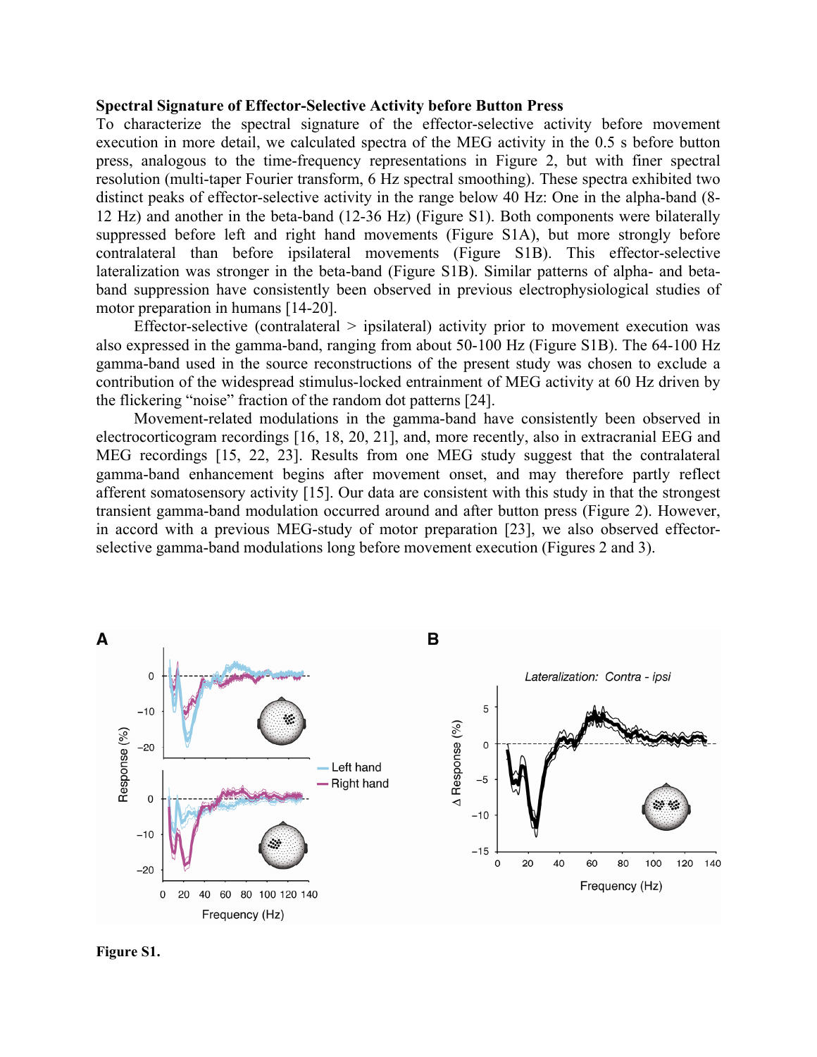**Spectral Signature of Effector-Selective Activity before Button Press**

To characterize the spectral signature of the effector-selective activity before movement execution in more detail, we calculated spectra of the MEG activity in the 0.5 s before button press, analogous to the time-frequency representations in Figure 2, but with finer spectral resolution (multi-taper Fourier transform, 6 Hz spectral smoothing). These spectra exhibited two distinct peaks of effector-selective activity in the range below 40 Hz: One in the alpha-band (8-12 Hz) and another in the beta-band (12-36 Hz) (Figure S1). Both components were bilaterally suppressed before left and right hand movements (Figure S1A), but more strongly before contralateral than before ipsilateral movements (Figure S1B). This effector-selective lateralization was stronger in the beta-band (Figure S1B). Similar patterns of alpha- and beta-band suppression have consistently been observed in previous electrophysiological studies of motor preparation in humans [14-20].

Effector-selective (contralateral > ipsilateral) activity prior to movement execution was also expressed in the gamma-band, ranging from about 50-100 Hz (Figure S1B). The 64-100 Hz gamma-band used in the source reconstructions of the present study was chosen to exclude a contribution of the widespread stimulus-locked entrainment of MEG activity at 60 Hz driven by the flickering "noise" fraction of the random dot patterns [24].

Movement-related modulations in the gamma-band have consistently been observed in electrocorticogram recordings [16, 18, 20, 21], and, more recently, also in extracranial EEG and MEG recordings [15, 22, 23]. Results from one MEG study suggest that the contralateral gamma-band enhancement begins after movement onset, and may therefore partly reflect afferent somatosensory activity [15]. Our data are consistent with this study in that the strongest transient gamma-band modulation occurred around and after button press (Figure 2). However, in accord with a previous MEG-study of motor preparation [23], we also observed effector-selective gamma-band modulations long before movement execution (Figures 2 and 3).

**Figure S1.**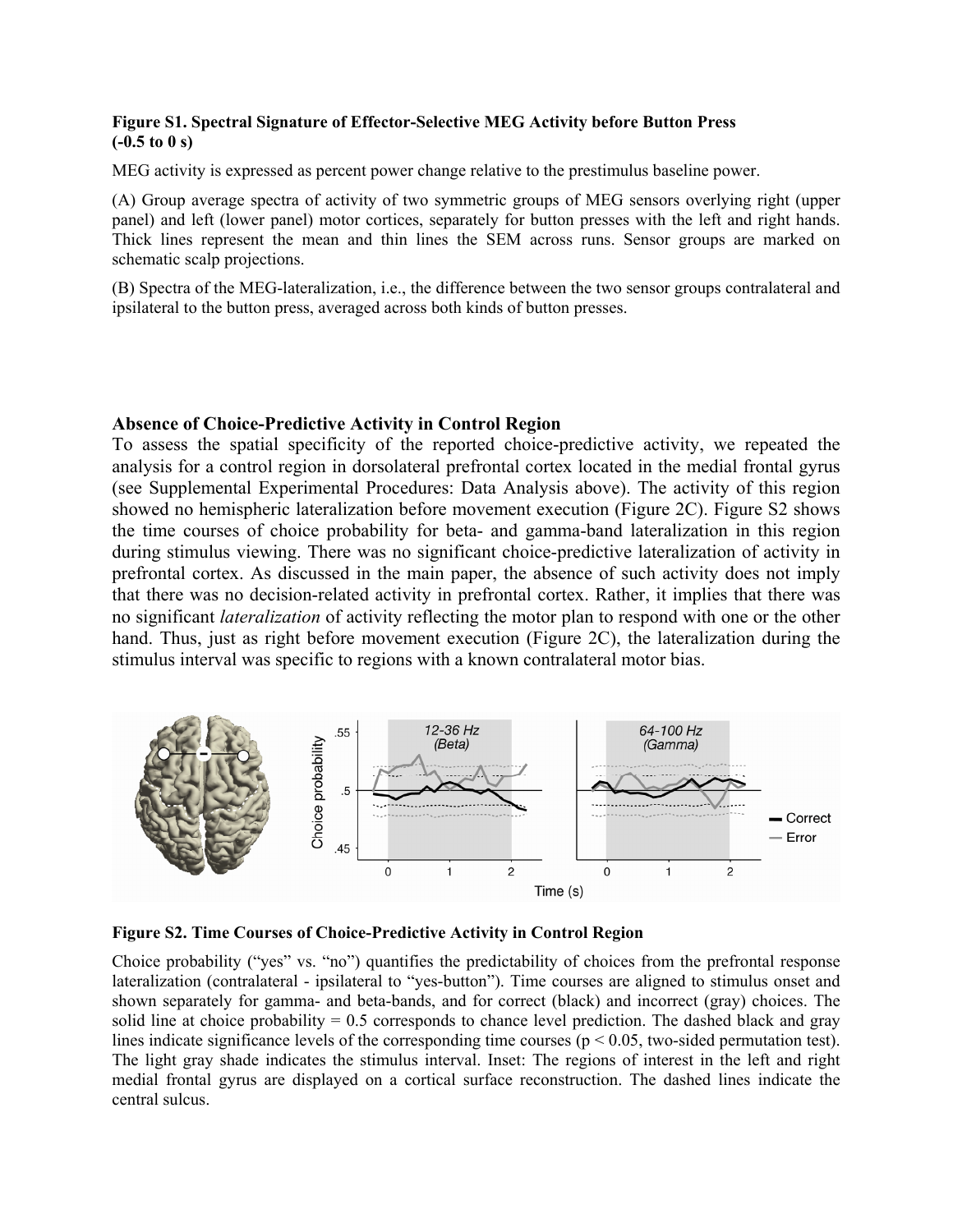**Figure S1. Spectral Signature of Effector-Selective MEG Activity before Button Press (-0.5 to 0 s)**

MEG activity is expressed as percent power change relative to the prestimulus baseline power.

(A) Group average spectra of activity of two symmetric groups of MEG sensors overlying right (upper panel) and left (lower panel) motor cortices, separately for button presses with the left and right hands. Thick lines represent the mean and thin lines the SEM across runs. Sensor groups are marked on schematic scalp projections.

(B) Spectra of the MEG-lateralization, i.e., the difference between the two sensor groups contralateral and ipsilateral to the button press, averaged across both kinds of button presses.

## Absence of Choice-Predictive Activity in Control Region

To assess the spatial specificity of the reported choice-predictive activity, we repeated the analysis for a control region in dorsolateral prefrontal cortex located in the medial frontal gyrus (see Supplemental Experimental Procedures: Data Analysis above). The activity of this region showed no hemispheric lateralization before movement execution (Figure 2C). Figure S2 shows the time courses of choice probability for beta- and gamma-band lateralization in this region during stimulus viewing. There was no significant choice-predictive lateralization of activity in prefrontal cortex. As discussed in the main paper, the absence of such activity does not imply that there was no decision-related activity in prefrontal cortex. Rather, it implies that there was no significant *lateralization* of activity reflecting the motor plan to respond with one or the other hand. Thus, just as right before movement execution (Figure 2C), the lateralization during the stimulus interval was specific to regions with a known contralateral motor bias.

**Figure S2. Time Courses of Choice-Predictive Activity in Control Region**

Choice probability ("yes" vs. "no") quantifies the predictability of choices from the prefrontal response lateralization (contralateral - ipsilateral to "yes-button"). Time courses are aligned to stimulus onset and shown separately for gamma- and beta-bands, and for correct (black) and incorrect (gray) choices. The solid line at choice probability = 0.5 corresponds to chance level prediction. The dashed black and gray lines indicate significance levels of the corresponding time courses ($p < 0.05$, two-sided permutation test). The light gray shade indicates the stimulus interval. Inset: The regions of interest in the left and right medial frontal gyrus are displayed on a cortical surface reconstruction. The dashed lines indicate the central sulcus.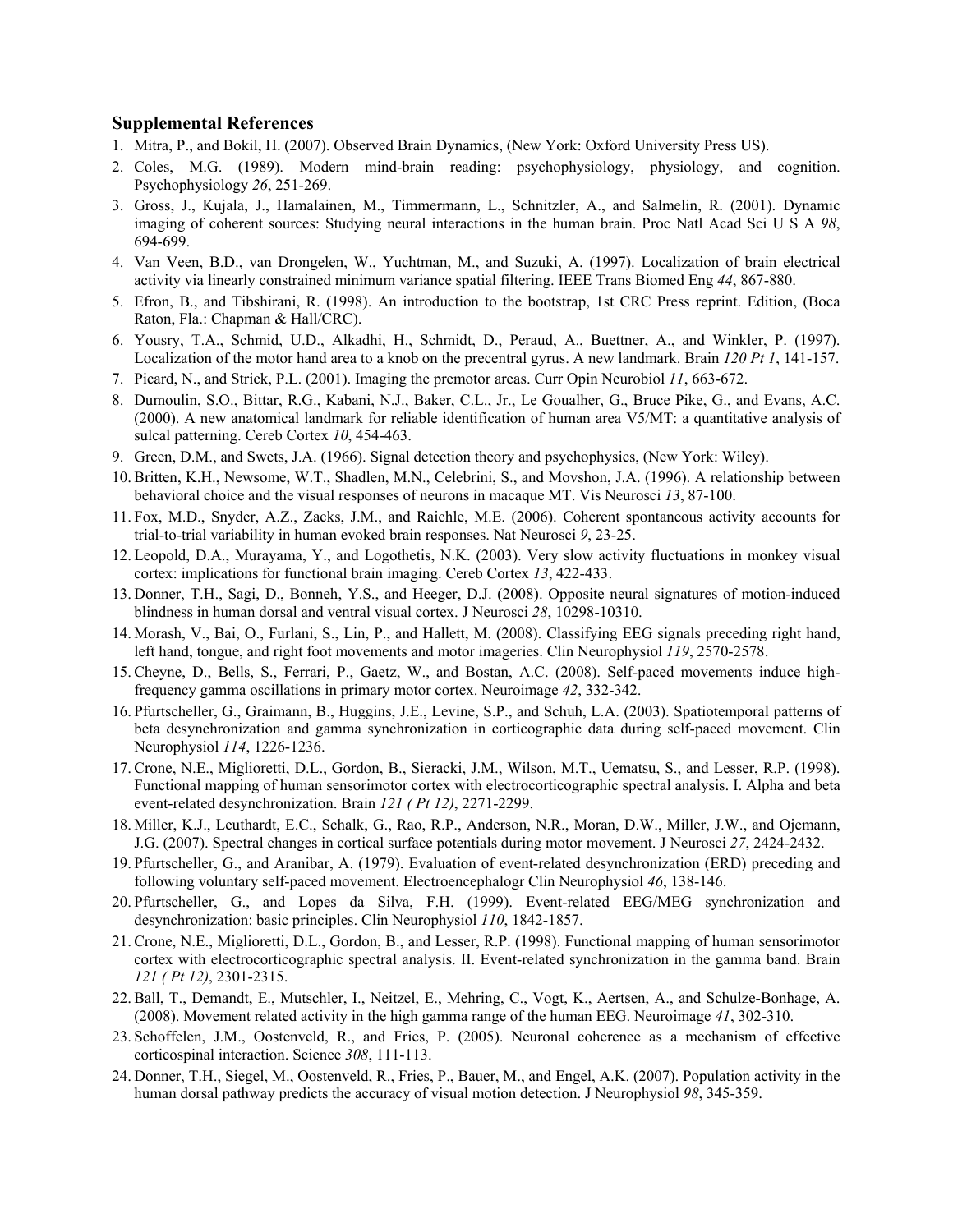## Supplemental References

1. Mitra, P., and Bokil, H. (2007). Observed Brain Dynamics, (New York: Oxford University Press US).
2. Coles, M.G. (1989). Modern mind-brain reading: psychophysiology, physiology, and cognition. Psychophysiology *26*, 251-269.
3. Gross, J., Kujala, J., Hamalainen, M., Timmermann, L., Schnitzler, A., and Salmelin, R. (2001). Dynamic imaging of coherent sources: Studying neural interactions in the human brain. Proc Natl Acad Sci U S A *98*, 694-699.
4. Van Veen, B.D., van Drongelen, W., Yuchtman, M., and Suzuki, A. (1997). Localization of brain electrical activity via linearly constrained minimum variance spatial filtering. IEEE Trans Biomed Eng *44*, 867-880.
5. Efron, B., and Tibshirani, R. (1998). An introduction to the bootstrap, 1st CRC Press reprint. Edition, (Boca Raton, Fla.: Chapman & Hall/CRC).
6. Yousry, T.A., Schmid, U.D., Alkadhi, H., Schmidt, D., Peraud, A., Buettner, A., and Winkler, P. (1997). Localization of the motor hand area to a knob on the precentral gyrus. A new landmark. Brain *120 Pt 1*, 141-157.
7. Picard, N., and Strick, P.L. (2001). Imaging the premotor areas. Curr Opin Neurobiol *11*, 663-672.
8. Dumoulin, S.O., Bittar, R.G., Kabani, N.J., Baker, C.L., Jr., Le Goualher, G., Bruce Pike, G., and Evans, A.C. (2000). A new anatomical landmark for reliable identification of human area V5/MT: a quantitative analysis of sulcal patterning. Cereb Cortex *10*, 454-463.
9. Green, D.M., and Swets, J.A. (1966). Signal detection theory and psychophysics, (New York: Wiley).
10. Britten, K.H., Newsome, W.T., Shadlen, M.N., Celebrini, S., and Movshon, J.A. (1996). A relationship between behavioral choice and the visual responses of neurons in macaque MT. Vis Neurosci *13*, 87-100.
11. Fox, M.D., Snyder, A.Z., Zacks, J.M., and Raichle, M.E. (2006). Coherent spontaneous activity accounts for trial-to-trial variability in human evoked brain responses. Nat Neurosci *9*, 23-25.
12. Leopold, D.A., Murayama, Y., and Logothetis, N.K. (2003). Very slow activity fluctuations in monkey visual cortex: implications for functional brain imaging. Cereb Cortex *13*, 422-433.
13. Donner, T.H., Sagi, D., Bonneh, Y.S., and Heeger, D.J. (2008). Opposite neural signatures of motion-induced blindness in human dorsal and ventral visual cortex. J Neurosci *28*, 10298-10310.
14. Morash, V., Bai, O., Furlani, S., Lin, P., and Hallett, M. (2008). Classifying EEG signals preceding right hand, left hand, tongue, and right foot movements and motor imageries. Clin Neurophysiol *119*, 2570-2578.
15. Cheyne, D., Bells, S., Ferrari, P., Gaetz, W., and Bostan, A.C. (2008). Self-paced movements induce high-frequency gamma oscillations in primary motor cortex. Neuroimage *42*, 332-342.
16. Pfurtscheller, G., Graimann, B., Huggins, J.E., Levine, S.P., and Schuh, L.A. (2003). Spatiotemporal patterns of beta desynchronization and gamma synchronization in corticographic data during self-paced movement. Clin Neurophysiol *114*, 1226-1236.
17. Crone, N.E., Miglioretti, D.L., Gordon, B., Sieracki, J.M., Wilson, M.T., Uematsu, S., and Lesser, R.P. (1998). Functional mapping of human sensorimotor cortex with electrocorticographic spectral analysis. I. Alpha and beta event-related desynchronization. Brain *121 ( Pt 12)*, 2271-2299.
18. Miller, K.J., Leuthardt, E.C., Schalk, G., Rao, R.P., Anderson, N.R., Moran, D.W., Miller, J.W., and Ojemann, J.G. (2007). Spectral changes in cortical surface potentials during motor movement. J Neurosci *27*, 2424-2432.
19. Pfurtscheller, G., and Aranibar, A. (1979). Evaluation of event-related desynchronization (ERD) preceding and following voluntary self-paced movement. Electroencephalogr Clin Neurophysiol *46*, 138-146.
20. Pfurtscheller, G., and Lopes da Silva, F.H. (1999). Event-related EEG/MEG synchronization and desynchronization: basic principles. Clin Neurophysiol *110*, 1842-1857.
21. Crone, N.E., Miglioretti, D.L., Gordon, B., and Lesser, R.P. (1998). Functional mapping of human sensorimotor cortex with electrocorticographic spectral analysis. II. Event-related synchronization in the gamma band. Brain *121 ( Pt 12)*, 2301-2315.
22. Ball, T., Demandt, E., Mutschler, I., Neitzel, E., Mehring, C., Vogt, K., Aertsen, A., and Schulze-Bonhage, A. (2008). Movement related activity in the high gamma range of the human EEG. Neuroimage *41*, 302-310.
23. Schoffelen, J.M., Oostenveld, R., and Fries, P. (2005). Neuronal coherence as a mechanism of effective corticospinal interaction. Science *308*, 111-113.
24. Donner, T.H., Siegel, M., Oostenveld, R., Fries, P., Bauer, M., and Engel, A.K. (2007). Population activity in the human dorsal pathway predicts the accuracy of visual motion detection. J Neurophysiol *98*, 345-359.